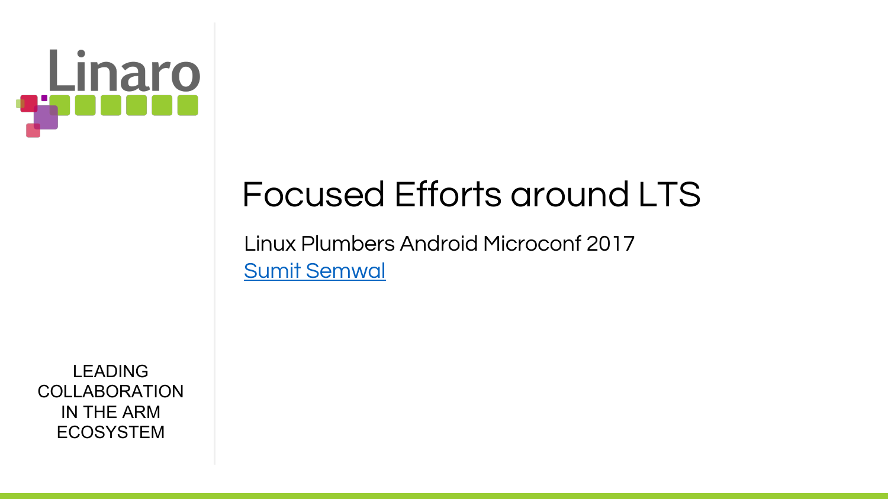Linaro

LEADING COLLABORATION IN THE ARM ECOSYSTEM

# Focused Efforts around LTS

Linux Plumbers Android Microconf 2017

Sumit Semwal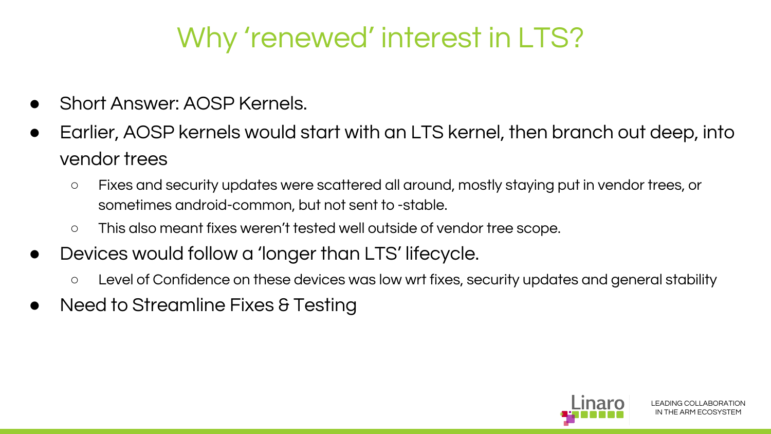# Why 'renewed' interest in LTS?

- Short Answer: AOSP Kernels.
- Earlier, AOSP kernels would start with an LTS kernel, then branch out deep, into vendor trees
  - Fixes and security updates were scattered all around, mostly staying put in vendor trees, or sometimes android-common, but not sent to -stable.
  - This also meant fixes weren't tested well outside of vendor tree scope.
- Devices would follow a 'longer than LTS' lifecycle.
  - Level of Confidence on these devices was low wrt fixes, security updates and general stability
- Need to Streamline Fixes & Testing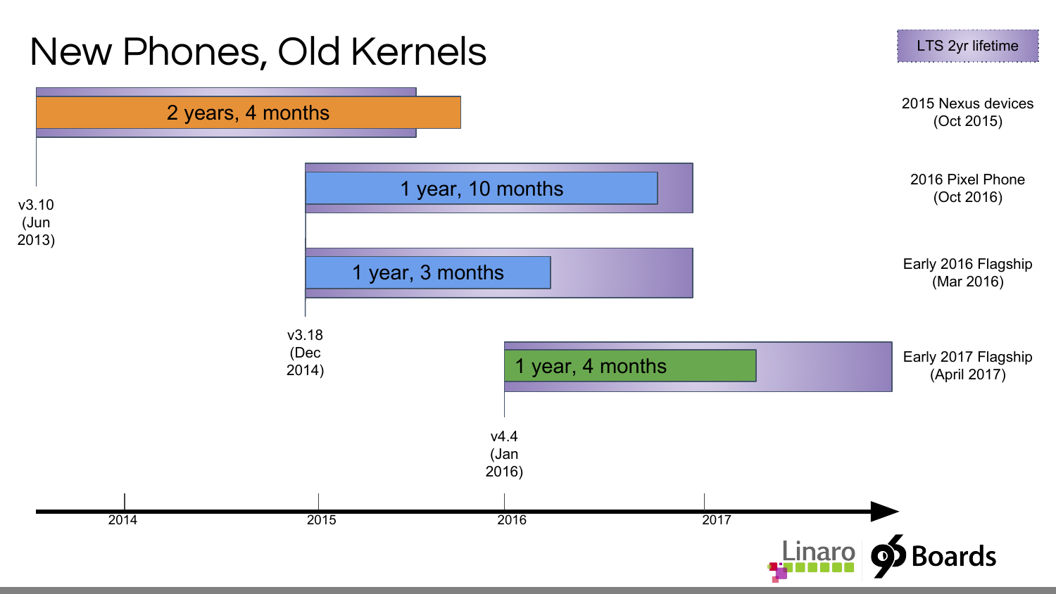# New Phones, Old Kernels

LTS 2yr lifetime

| Kernel | Device | Time |
| --- | --- | --- |
| v3.10 (Jun 2013) | 2015 Nexus devices (Oct 2015) | 2 years, 4 months |
| v3.18 (Dec 2014) | 2016 Pixel Phone (Oct 2016) | 1 year, 10 months |
| v3.18 (Dec 2014) | Early 2016 Flagship (Mar 2016) | 1 year, 3 months |
| v4.4 (Jan 2016) | Early 2017 Flagship (April 2017) | 1 year, 4 months |

2014 — 2015 — 2016 — 2017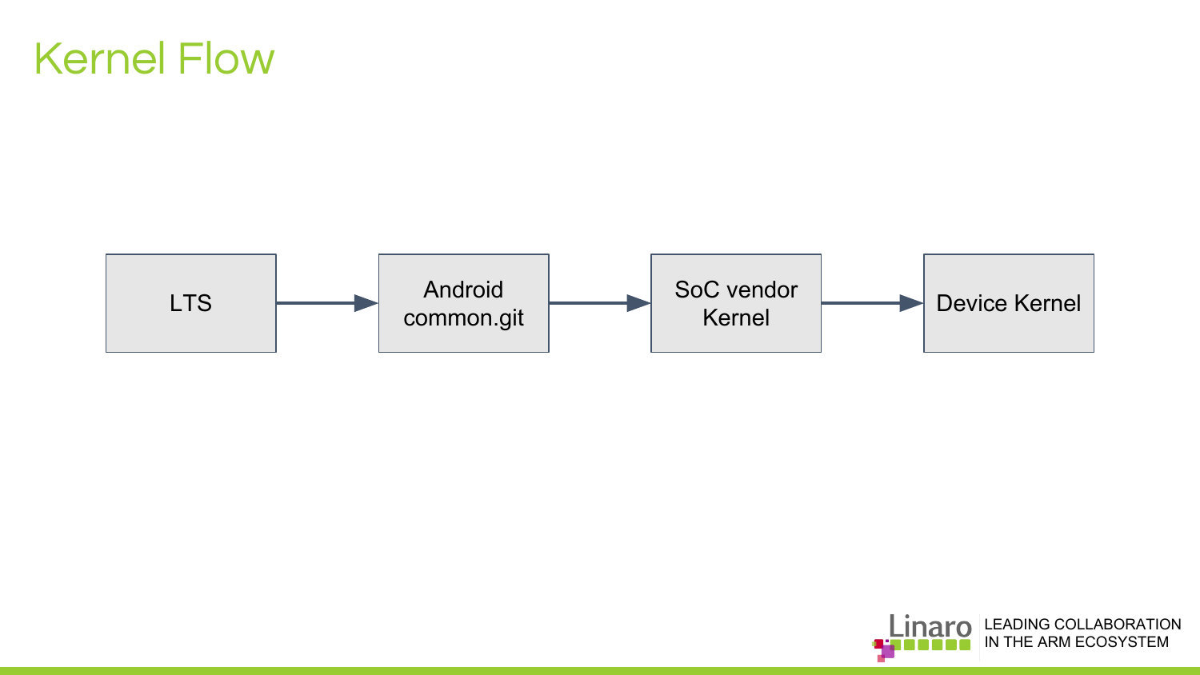# Kernel Flow

LTS → Android common.git → SoC vendor Kernel → Device Kernel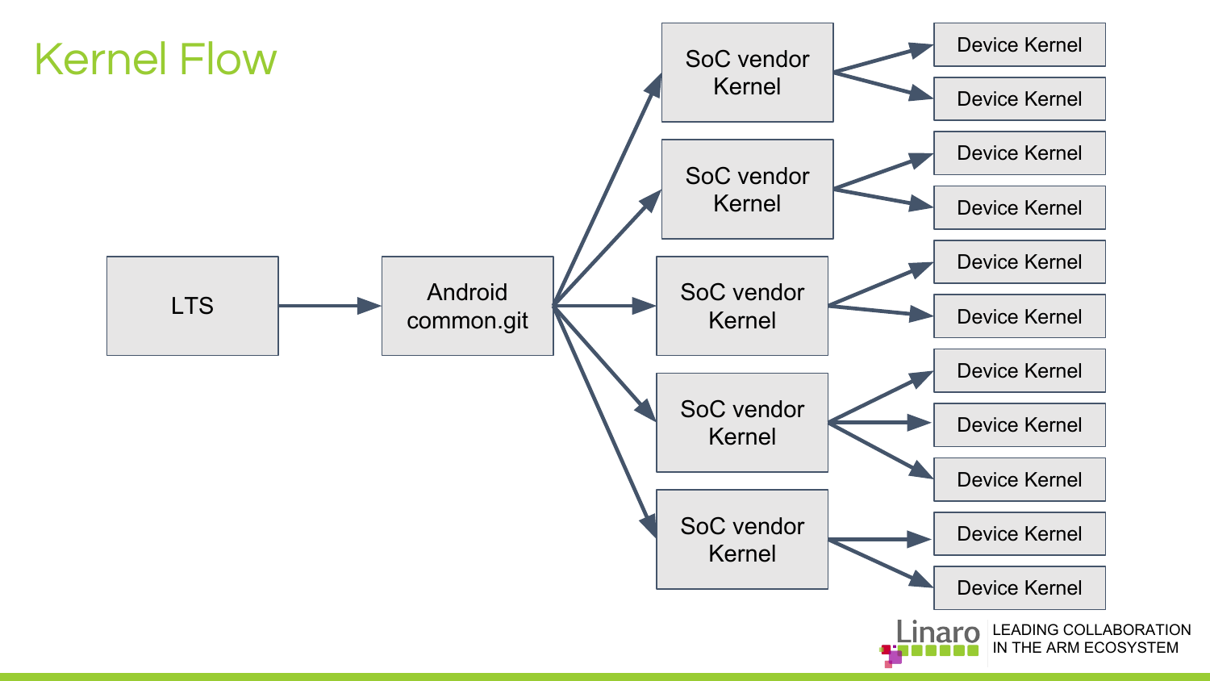# Kernel Flow

LTS

Android common.git

SoC vendor Kernel

SoC vendor Kernel

SoC vendor Kernel

SoC vendor Kernel

SoC vendor Kernel

Device Kernel

Device Kernel

Device Kernel

Device Kernel

Device Kernel

Device Kernel

Device Kernel

Device Kernel

Device Kernel

Device Kernel

Device Kernel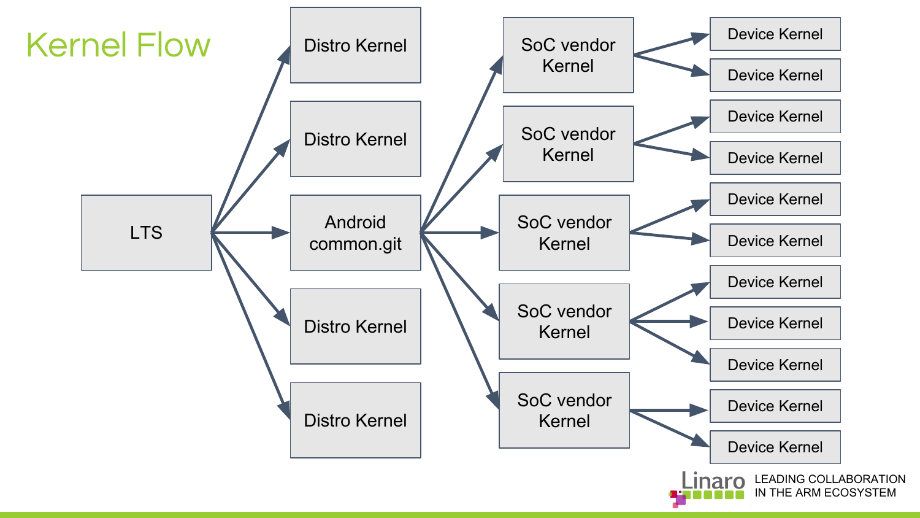# Kernel Flow

LTS

Distro Kernel

Distro Kernel

Android common.git

Distro Kernel

Distro Kernel

SoC vendor Kernel

SoC vendor Kernel

SoC vendor Kernel

SoC vendor Kernel

SoC vendor Kernel

Device Kernel

Device Kernel

Device Kernel

Device Kernel

Device Kernel

Device Kernel

Device Kernel

Device Kernel

Device Kernel

Device Kernel

Device Kernel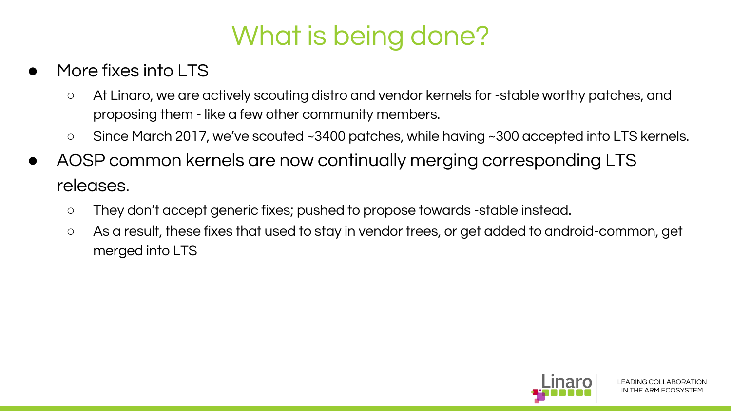# What is being done?

- More fixes into LTS
  - At Linaro, we are actively scouting distro and vendor kernels for -stable worthy patches, and proposing them - like a few other community members.
  - Since March 2017, we've scouted ~3400 patches, while having ~300 accepted into LTS kernels.
- AOSP common kernels are now continually merging corresponding LTS releases.
  - They don't accept generic fixes; pushed to propose towards -stable instead.
  - As a result, these fixes that used to stay in vendor trees, or get added to android-common, get merged into LTS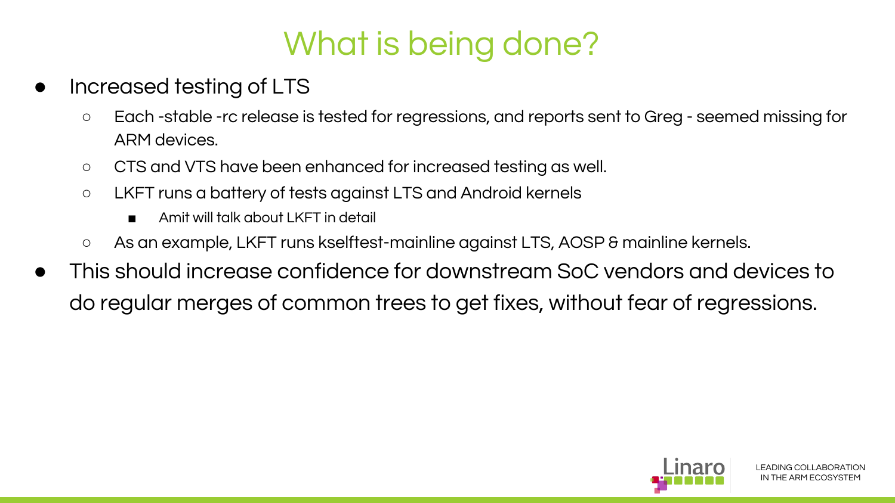# What is being done?

- Increased testing of LTS
  - Each -stable -rc release is tested for regressions, and reports sent to Greg - seemed missing for ARM devices.
  - CTS and VTS have been enhanced for increased testing as well.
  - LKFT runs a battery of tests against LTS and Android kernels
    - Amit will talk about LKFT in detail
  - As an example, LKFT runs kselftest-mainline against LTS, AOSP & mainline kernels.
- This should increase confidence for downstream SoC vendors and devices to do regular merges of common trees to get fixes, without fear of regressions.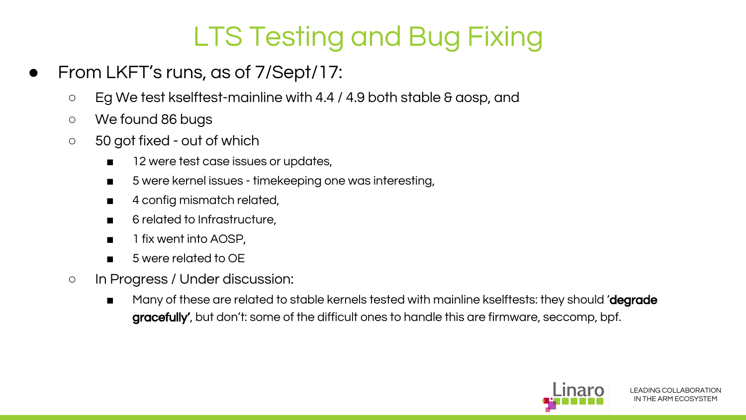# LTS Testing and Bug Fixing

- From LKFT's runs, as of 7/Sept/17:
  - Eg We test kselftest-mainline with 4.4 / 4.9 both stable & aosp, and
  - We found 86 bugs
  - 50 got fixed - out of which
    - 12 were test case issues or updates,
    - 5 were kernel issues - timekeeping one was interesting,
    - 4 config mismatch related,
    - 6 related to Infrastructure,
    - 1 fix went into AOSP,
    - 5 were related to OE
  - In Progress / Under discussion:
    - Many of these are related to stable kernels tested with mainline kselftests: they should '**degrade gracefully'**, but don't: some of the difficult ones to handle this are firmware, seccomp, bpf.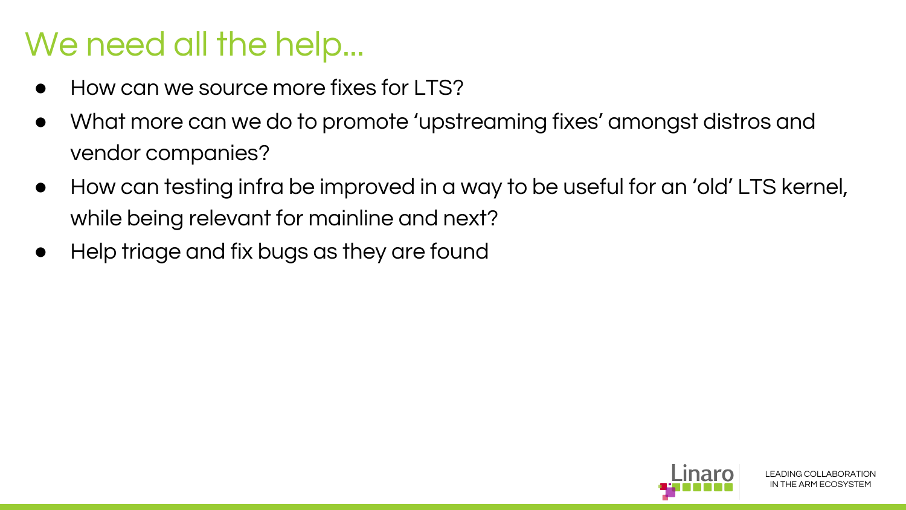# We need all the help...

- How can we source more fixes for LTS?
- What more can we do to promote ‘upstreaming fixes’ amongst distros and vendor companies?
- How can testing infra be improved in a way to be useful for an ‘old’ LTS kernel, while being relevant for mainline and next?
- Help triage and fix bugs as they are found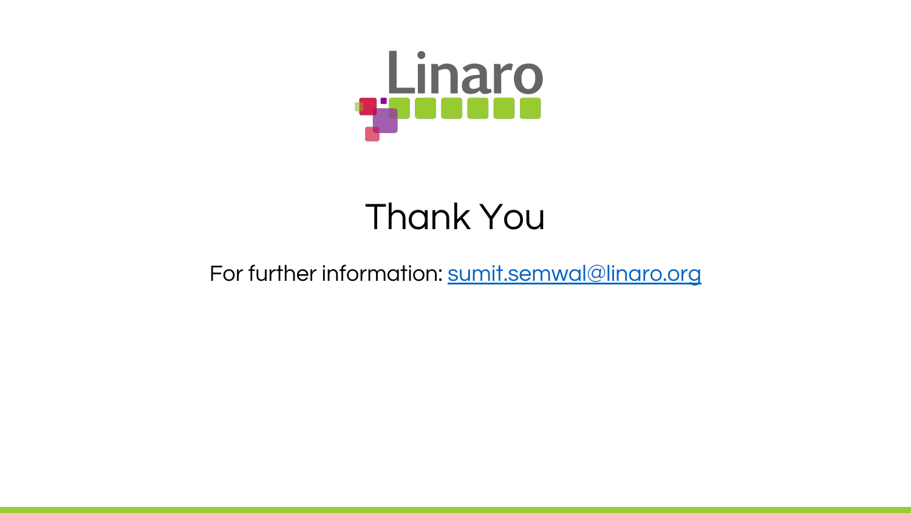Linaro

# Thank You

For further information: [sumit.semwal@linaro.org](mailto:sumit.semwal@linaro.org)